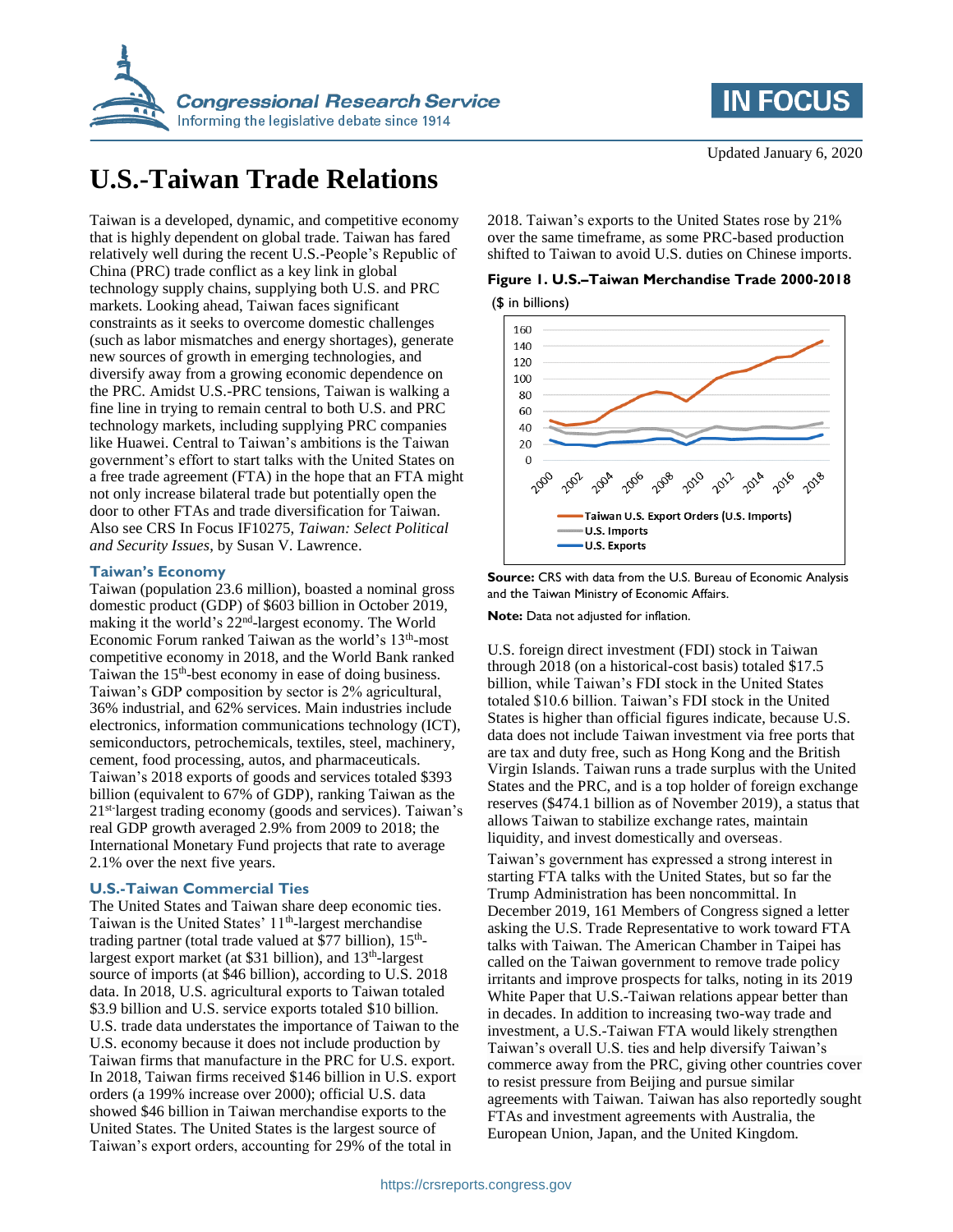Updated January 6, 2020

# U.S.-Taiwan Trade Relations

Taiwan is a developed, dynamic, and competitive economy that is highly dependent on global trade. Taiwan has fared relatively well during the recent U.S.-People's Republic of China (PRC) trade conflict as a key link in global technology supply chains, supplying both U.S. and PRC markets. Looking ahead, Taiwan faces significant constraints as it seeks to overcome domestic challenges (such as labor mismatches and energy shortages), generate new sources of growth in emerging technologies, and diversify away from a growing economic dependence on the PRC. Amidst U.S.-PRC tensions, Taiwan is walking a fine line in trying to remain central to both U.S. and PRC technology markets, including supplying PRC companies like Huawei. Central to Taiwan's ambitions is the Taiwan government's effort to start talks with the United States on a free trade agreement (FTA) in the hope that an FTA might not only increase bilateral trade but potentially open the door to other FTAs and trade diversification for Taiwan. Also see CRS In Focus IF10275, *Taiwan: Select Political and Security Issues*, by Susan V. Lawrence.

## Taiwan's Economy

Taiwan (population 23.6 million), boasted a nominal gross domestic product (GDP) of $603 billion in October 2019, making it the world's 22nd-largest economy. The World Economic Forum ranked Taiwan as the world's 13th-most competitive economy in 2018, and the World Bank ranked Taiwan the 15th-best economy in ease of doing business. Taiwan's GDP composition by sector is 2% agricultural, 36% industrial, and 62% services. Main industries include electronics, information communications technology (ICT), semiconductors, petrochemicals, textiles, steel, machinery, cement, food processing, autos, and pharmaceuticals. Taiwan's 2018 exports of goods and services totaled $393 billion (equivalent to 67% of GDP), ranking Taiwan as the 21st-largest trading economy (goods and services). Taiwan's real GDP growth averaged 2.9% from 2009 to 2018; the International Monetary Fund projects that rate to average 2.1% over the next five years.

## U.S.-Taiwan Commercial Ties

The United States and Taiwan share deep economic ties. Taiwan is the United States' 11th-largest merchandise trading partner (total trade valued at $77 billion), 15th-largest export market (at $31 billion), and 13th-largest source of imports (at $46 billion), according to U.S. 2018 data. In 2018, U.S. agricultural exports to Taiwan totaled $3.9 billion and U.S. service exports totaled $10 billion. U.S. trade data understates the importance of Taiwan to the U.S. economy because it does not include production by Taiwan firms that manufacture in the PRC for U.S. export. In 2018, Taiwan firms received $146 billion in U.S. export orders (a 199% increase over 2000); official U.S. data showed $46 billion in Taiwan merchandise exports to the United States. The United States is the largest source of Taiwan's export orders, accounting for 29% of the total in 2018. Taiwan's exports to the United States rose by 21% over the same timeframe, as some PRC-based production shifted to Taiwan to avoid U.S. duties on Chinese imports.

**Figure 1. U.S.–Taiwan Merchandise Trade 2000-2018**

($ in billions)

Legend: Taiwan U.S. Export Orders (U.S. Imports); U.S. Imports; U.S. Exports

**Source:** CRS with data from the U.S. Bureau of Economic Analysis and the Taiwan Ministry of Economic Affairs.

**Note:** Data not adjusted for inflation.

U.S. foreign direct investment (FDI) stock in Taiwan through 2018 (on a historical-cost basis) totaled $17.5 billion, while Taiwan's FDI stock in the United States totaled $10.6 billion. Taiwan's FDI stock in the United States is higher than official figures indicate, because U.S. data does not include Taiwan investment via free ports that are tax and duty free, such as Hong Kong and the British Virgin Islands. Taiwan runs a trade surplus with the United States and the PRC, and is a top holder of foreign exchange reserves ($474.1 billion as of November 2019), a status that allows Taiwan to stabilize exchange rates, maintain liquidity, and invest domestically and overseas.

Taiwan's government has expressed a strong interest in starting FTA talks with the United States, but so far the Trump Administration has been noncommittal. In December 2019, 161 Members of Congress signed a letter asking the U.S. Trade Representative to work toward FTA talks with Taiwan. The American Chamber in Taipei has called on the Taiwan government to remove trade policy irritants and improve prospects for talks, noting in its 2019 White Paper that U.S.-Taiwan relations appear better than in decades. In addition to increasing two-way trade and investment, a U.S.-Taiwan FTA would likely strengthen Taiwan's overall U.S. ties and help diversify Taiwan's commerce away from the PRC, giving other countries cover to resist pressure from Beijing and pursue similar agreements with Taiwan. Taiwan has also reportedly sought FTAs and investment agreements with Australia, the European Union, Japan, and the United Kingdom.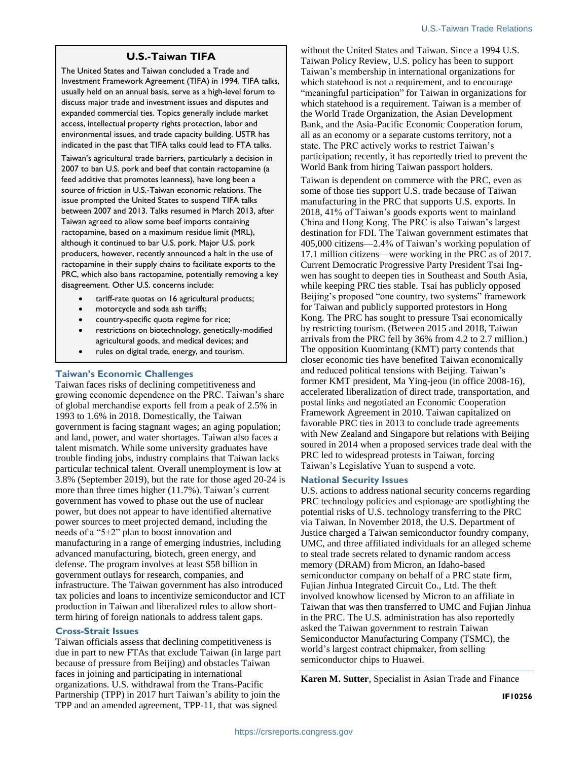## U.S.-Taiwan TIFA

The United States and Taiwan concluded a Trade and Investment Framework Agreement (TIFA) in 1994. TIFA talks, usually held on an annual basis, serve as a high-level forum to discuss major trade and investment issues and disputes and expanded commercial ties. Topics generally include market access, intellectual property rights protection, labor and environmental issues, and trade capacity building. USTR has indicated in the past that TIFA talks could lead to FTA talks.

Taiwan's agricultural trade barriers, particularly a decision in 2007 to ban U.S. pork and beef that contain ractopamine (a feed additive that promotes leanness), have long been a source of friction in U.S.-Taiwan economic relations. The issue prompted the United States to suspend TIFA talks between 2007 and 2013. Talks resumed in March 2013, after Taiwan agreed to allow some beef imports containing ractopamine, based on a maximum residue limit (MRL), although it continued to bar U.S. pork. Major U.S. pork producers, however, recently announced a halt in the use of ractopamine in their supply chains to facilitate exports to the PRC, which also bans ractopamine, potentially removing a key disagreement. Other U.S. concerns include:

- tariff-rate quotas on 16 agricultural products;
- motorcycle and soda ash tariffs;
- country-specific quota regime for rice;
- restrictions on biotechnology, genetically-modified agricultural goods, and medical devices; and
- rules on digital trade, energy, and tourism.

## Taiwan's Economic Challenges

Taiwan faces risks of declining competitiveness and growing economic dependence on the PRC. Taiwan's share of global merchandise exports fell from a peak of 2.5% in 1993 to 1.6% in 2018. Domestically, the Taiwan government is facing stagnant wages; an aging population; and land, power, and water shortages. Taiwan also faces a talent mismatch. While some university graduates have trouble finding jobs, industry complains that Taiwan lacks particular technical talent. Overall unemployment is low at 3.8% (September 2019), but the rate for those aged 20-24 is more than three times higher (11.7%). Taiwan's current government has vowed to phase out the use of nuclear power, but does not appear to have identified alternative power sources to meet projected demand, including the needs of a "5+2" plan to boost innovation and manufacturing in a range of emerging industries, including advanced manufacturing, biotech, green energy, and defense. The program involves at least $58 billion in government outlays for research, companies, and infrastructure. The Taiwan government has also introduced tax policies and loans to incentivize semiconductor and ICT production in Taiwan and liberalized rules to allow short-term hiring of foreign nationals to address talent gaps.

## Cross-Strait Issues

Taiwan officials assess that declining competitiveness is due in part to new FTAs that exclude Taiwan (in large part because of pressure from Beijing) and obstacles Taiwan faces in joining and participating in international organizations. U.S. withdrawal from the Trans-Pacific Partnership (TPP) in 2017 hurt Taiwan's ability to join the TPP and an amended agreement, TPP-11, that was signed without the United States and Taiwan. Since a 1994 U.S. Taiwan Policy Review, U.S. policy has been to support Taiwan's membership in international organizations for which statehood is not a requirement, and to encourage "meaningful participation" for Taiwan in organizations for which statehood is a requirement. Taiwan is a member of the World Trade Organization, the Asian Development Bank, and the Asia-Pacific Economic Cooperation forum, all as an economy or a separate customs territory, not a state. The PRC actively works to restrict Taiwan's participation; recently, it has reportedly tried to prevent the World Bank from hiring Taiwan passport holders.

Taiwan is dependent on commerce with the PRC, even as some of those ties support U.S. trade because of Taiwan manufacturing in the PRC that supports U.S. exports. In 2018, 41% of Taiwan's goods exports went to mainland China and Hong Kong. The PRC is also Taiwan's largest destination for FDI. The Taiwan government estimates that 405,000 citizens—2.4% of Taiwan's working population of 17.1 million citizens—were working in the PRC as of 2017. Current Democratic Progressive Party President Tsai Ing-wen has sought to deepen ties in Southeast and South Asia, while keeping PRC ties stable. Tsai has publicly opposed Beijing's proposed "one country, two systems" framework for Taiwan and publicly supported protestors in Hong Kong. The PRC has sought to pressure Tsai economically by restricting tourism. (Between 2015 and 2018, Taiwan arrivals from the PRC fell by 36% from 4.2 to 2.7 million.) The opposition Kuomintang (KMT) party contends that closer economic ties have benefited Taiwan economically and reduced political tensions with Beijing. Taiwan's former KMT president, Ma Ying-jeou (in office 2008-16), accelerated liberalization of direct trade, transportation, and postal links and negotiated an Economic Cooperation Framework Agreement in 2010. Taiwan capitalized on favorable PRC ties in 2013 to conclude trade agreements with New Zealand and Singapore but relations with Beijing soured in 2014 when a proposed services trade deal with the PRC led to widespread protests in Taiwan, forcing Taiwan's Legislative Yuan to suspend a vote.

## National Security Issues

U.S. actions to address national security concerns regarding PRC technology policies and espionage are spotlighting the potential risks of U.S. technology transferring to the PRC via Taiwan. In November 2018, the U.S. Department of Justice charged a Taiwan semiconductor foundry company, UMC, and three affiliated individuals for an alleged scheme to steal trade secrets related to dynamic random access memory (DRAM) from Micron, an Idaho-based semiconductor company on behalf of a PRC state firm, Fujian Jinhua Integrated Circuit Co., Ltd. The theft involved knowhow licensed by Micron to an affiliate in Taiwan that was then transferred to UMC and Fujian Jinhua in the PRC. The U.S. administration has also reportedly asked the Taiwan government to restrain Taiwan Semiconductor Manufacturing Company (TSMC), the world's largest contract chipmaker, from selling semiconductor chips to Huawei.

**Karen M. Sutter**, Specialist in Asian Trade and Finance

**IF10256**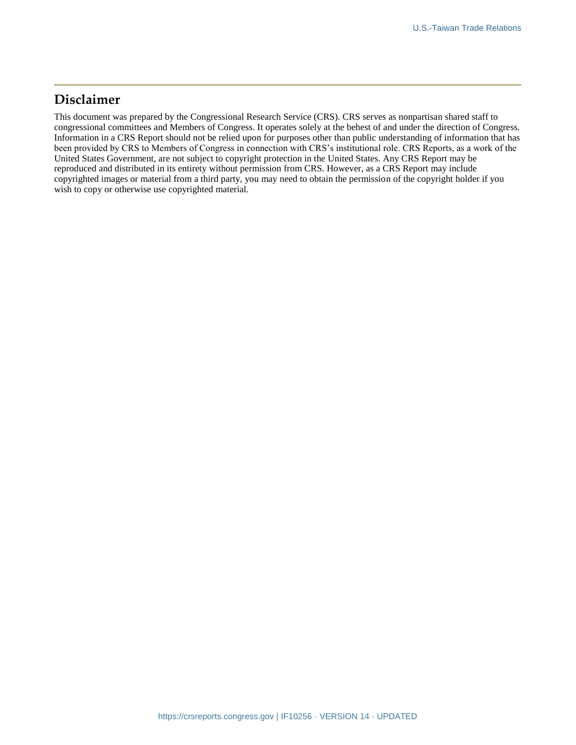## Disclaimer

This document was prepared by the Congressional Research Service (CRS). CRS serves as nonpartisan shared staff to congressional committees and Members of Congress. It operates solely at the behest of and under the direction of Congress. Information in a CRS Report should not be relied upon for purposes other than public understanding of information that has been provided by CRS to Members of Congress in connection with CRS's institutional role. CRS Reports, as a work of the United States Government, are not subject to copyright protection in the United States. Any CRS Report may be reproduced and distributed in its entirety without permission from CRS. However, as a CRS Report may include copyrighted images or material from a third party, you may need to obtain the permission of the copyright holder if you wish to copy or otherwise use copyrighted material.